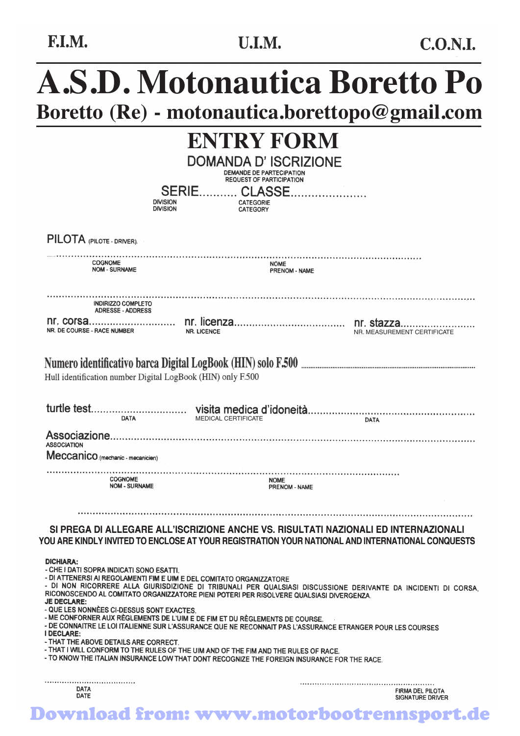F.I.M. U.I.M. C.O.N.I.

# A.S.D. Motonautica Boretto Po

## Boretto (Re) - motonautica.borettopo@gmail.com

# ENTRY FORM

## DOMANDA D' ISCRIZIONE

DEMANDE DE PARTECEPATION
REQUEST OF PARTICIPATION

SERIE........... CLASSE......................
DIVISION
DIVISION
CATEGORIE
CATEGORY

PILOTA (PILOTE - DRIVER).

..........................................................................................................................................
COGNOME
NOM - SURNAME
NOME
PRENOM - NAME

..........................................................................................................................................
INDIRIZZO COMPLETO
ADRESSE - ADDRESS

nr. corsa.............................. nr. licenza.................................... nr. stazza........................
NR. DE COURSE - RACE NUMBER
NR. LICENCE
NR. MEASUREMENT CERTIFICATE

**Numero identificativo barca Digital LogBook (HIN) solo F.500** ..........................................................................
Hull identification number Digital LogBook (HIN) only F.500

turtle test................................ visita medica d'idoneità.......................................................
DATA
MEDICAL CERTIFICATE
DATA

Associazione.............................................................................................................................
ASSOCIATION

Meccanico (mechanic - mecanicien)

..........................................................................................................................................
COGNOME
NOM - SURNAME
NOME
PRENOM - NAME

..........................................................................................................................................

**SI PREGA DI ALLEGARE ALL'ISCRIZIONE ANCHE VS. RISULTATI NAZIONALI ED INTERNAZIONALI**
**YOU ARE KINDLY INVITED TO ENCLOSE AT YOUR REGISTRATION YOUR NATIONAL AND INTERNATIONAL CONQUESTS**

**DICHIARA:**
- CHE I DATI SOPRA INDICATI SONO ESATTI.
- DI ATTENERSI AI REGOLAMENTI FIM E UIM E DEL COMITATO ORGANIZZATORE
- DI NON RICORRERE ALLA GIURISDIZIONE DI TRIBUNALI PER QUALSIASI DISCUSSIONE DERIVANTE DA INCIDENTI DI CORSA, RICONOSCENDO AL COMITATO ORGANIZZATORE PIENI POTERI PER RISOLVERE QUALSIASI DIVERGENZA.

**JE DECLARE:**
- QUE LES NONNÈES CI-DESSUS SONT EXACTES.
- ME CONFORNER AUX RÈGLEMENTS DE L'UIM E DE FIM ET DU RÈGLEMENTS DE COURSE.
- DE CONNAITRE LE LOI ITALIENNE SUR L'ASSURANCE QUE NE RECONNAIT PAS L'ASSURANCE ETRANGER POUR LES COURSES

**I DECLARE:**
- THAT THE ABOVE DETAILS ARE CORRECT.
- THAT I WILL CONFORM TO THE RULES OF THE UIM AND OF THE FIM AND THE RULES OF RACE.
- TO KNOW THE ITALIAN INSURANCE LOW THAT DONT RECOGNIZE THE FOREIGN INSURANCE FOR THE RACE.

...................................... ......................................................
DATA
DATE
FIRMA DEL PILOTA
SIGNATURE DRIVER

Download from: www.motorbootrennsport.de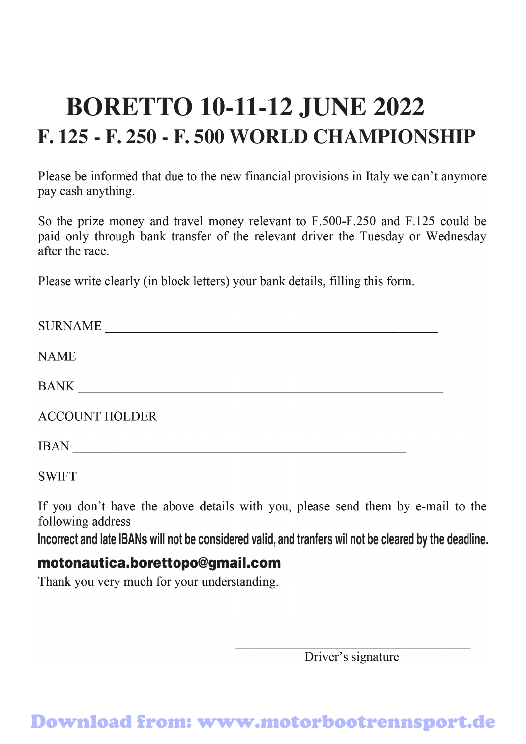# BORETTO 10-11-12 JUNE 2022

## F. 125 - F. 250 - F. 500 WORLD CHAMPIONSHIP

Please be informed that due to the new financial provisions in Italy we can't anymore pay cash anything.

So the prize money and travel money relevant to F.500-F.250 and F.125 could be paid only through bank transfer of the relevant driver the Tuesday or Wednesday after the race.

Please write clearly (in block letters) your bank details, filling this form.

SURNAME ____________________________________________________

NAME ______________________________________________________

BANK ______________________________________________________

ACCOUNT HOLDER ____________________________________________

IBAN ____________________________________________________

SWIFT ___________________________________________________

If you don't have the above details with you, please send them by e-mail to the following address

**Incorrect and late IBANs will not be considered valid, and tranfers wil not be cleared by the deadline.**

**motonautica.borettopo@gmail.com**

Thank you very much for your understanding.

____________________________________

Driver's signature

Download from: www.motorbootrennsport.de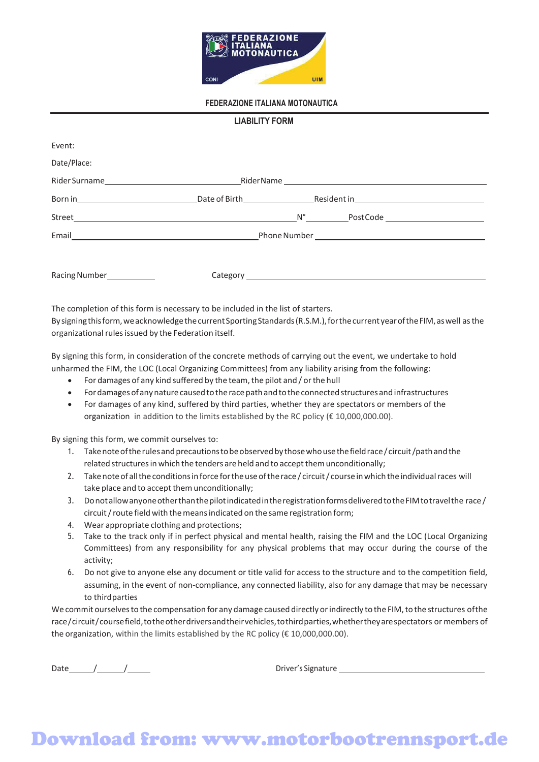FEDERAZIONE ITALIANA MOTONAUTICA

**FEDERAZIONE ITALIANA MOTONAUTICA**

## LIABILITY FORM

Event:

Date/Place:

Rider Surname\_\_\_\_\_\_\_\_\_\_\_\_\_\_\_\_\_\_\_\_ Rider Name \_\_\_\_\_\_\_\_\_\_\_\_\_\_\_\_\_\_\_\_

Born in\_\_\_\_\_\_\_\_\_\_\_\_\_\_\_\_ Date of Birth\_\_\_\_\_\_\_\_\_\_\_\_ Resident in\_\_\_\_\_\_\_\_\_\_\_\_\_\_\_\_

Street\_\_\_\_\_\_\_\_\_\_\_\_\_\_\_\_\_\_\_\_\_\_\_\_\_\_\_\_\_\_ N°\_\_\_\_\_\_\_\_ Post Code \_\_\_\_\_\_\_\_\_\_\_\_\_\_

Email\_\_\_\_\_\_\_\_\_\_\_\_\_\_\_\_\_\_\_\_\_\_\_\_\_\_ Phone Number \_\_\_\_\_\_\_\_\_\_\_\_\_\_\_\_\_\_\_\_\_\_

Racing Number\_\_\_\_\_\_\_\_ Category \_\_\_\_\_\_\_\_\_\_\_\_\_\_\_\_\_\_\_\_\_\_\_\_\_\_\_\_\_\_\_\_

The completion of this form is necessary to be included in the list of starters.
By signing this form, we acknowledge the current Sporting Standards (R.S.M.), for the current year of the FIM, as well as the organizational rules issued by the Federation itself.

By signing this form, in consideration of the concrete methods of carrying out the event, we undertake to hold unharmed the FIM, the LOC (Local Organizing Committees) from any liability arising from the following:

- For damages of any kind suffered by the team, the pilot and / or the hull
- For damages of any nature caused to the race path and to the connected structures and infrastructures
- For damages of any kind, suffered by third parties, whether they are spectators or members of the organization in addition to the limits established by the RC policy (€ 10,000,000.00).

By signing this form, we commit ourselves to:

1. Take note of the rules and precautions to be observed by those who use the field race / circuit / path and the related structures in which the tenders are held and to accept them unconditionally;
2. Take note of all the conditions in force for the use of the race / circuit / course in which the individual races will take place and to accept them unconditionally;
3. Do not allow anyone other than the pilot indicated in the registration forms delivered to the FIM to travel the race / circuit / route field with the means indicated on the same registration form;
4. Wear appropriate clothing and protections;
5. Take to the track only if in perfect physical and mental health, raising the FIM and the LOC (Local Organizing Committees) from any responsibility for any physical problems that may occur during the course of the activity;
6. Do not give to anyone else any document or title valid for access to the structure and to the competition field, assuming, in the event of non-compliance, any connected liability, also for any damage that may be necessary to third parties

We commit ourselves to the compensation for any damage caused directly or indirectly to the FIM, to the structures of the race / circuit / course field, to the other drivers and their vehicles, to third parties, whether they are spectators or members of the organization, within the limits established by the RC policy (€ 10,000,000.00).

Date\_\_\_\_/\_\_\_\_/\_\_\_\_ Driver's Signature \_\_\_\_\_\_\_\_\_\_\_\_\_\_\_\_\_\_\_\_\_\_\_\_

Download from: www.motorbootrennsport.de